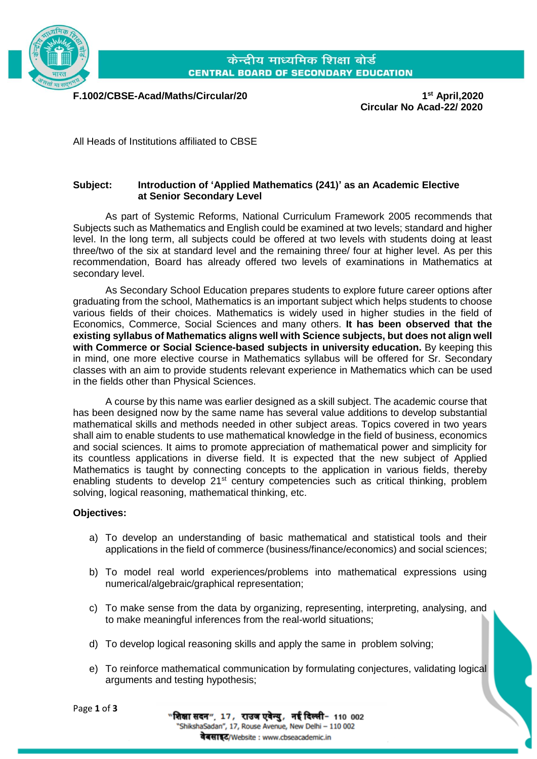केन्द्रीय माध्यमिक शिक्षा बोर्ड
**CENTRAL BOARD OF SECONDARY EDUCATION**

**F.1002/CBSE-Acad/Maths/Circular/20**

**1st April,2020**
**Circular No Acad-22/ 2020**

All Heads of Institutions affiliated to CBSE

**Subject: Introduction of 'Applied Mathematics (241)' as an Academic Elective at Senior Secondary Level**

As part of Systemic Reforms, National Curriculum Framework 2005 recommends that Subjects such as Mathematics and English could be examined at two levels; standard and higher level. In the long term, all subjects could be offered at two levels with students doing at least three/two of the six at standard level and the remaining three/ four at higher level. As per this recommendation, Board has already offered two levels of examinations in Mathematics at secondary level.

As Secondary School Education prepares students to explore future career options after graduating from the school, Mathematics is an important subject which helps students to choose various fields of their choices. Mathematics is widely used in higher studies in the field of Economics, Commerce, Social Sciences and many others. **It has been observed that the existing syllabus of Mathematics aligns well with Science subjects, but does not align well with Commerce or Social Science-based subjects in university education.** By keeping this in mind, one more elective course in Mathematics syllabus will be offered for Sr. Secondary classes with an aim to provide students relevant experience in Mathematics which can be used in the fields other than Physical Sciences.

A course by this name was earlier designed as a skill subject. The academic course that has been designed now by the same name has several value additions to develop substantial mathematical skills and methods needed in other subject areas. Topics covered in two years shall aim to enable students to use mathematical knowledge in the field of business, economics and social sciences. It aims to promote appreciation of mathematical power and simplicity for its countless applications in diverse field. It is expected that the new subject of Applied Mathematics is taught by connecting concepts to the application in various fields, thereby enabling students to develop 21st century competencies such as critical thinking, problem solving, logical reasoning, mathematical thinking, etc.

**Objectives:**

a) To develop an understanding of basic mathematical and statistical tools and their applications in the field of commerce (business/finance/economics) and social sciences;

b) To model real world experiences/problems into mathematical expressions using numerical/algebraic/graphical representation;

c) To make sense from the data by organizing, representing, interpreting, analysing, and to make meaningful inferences from the real-world situations;

d) To develop logical reasoning skills and apply the same in problem solving;

e) To reinforce mathematical communication by formulating conjectures, validating logical arguments and testing hypothesis;

"शिक्षा सदन", 17, राउज एवेन्यु, नई दिल्ली- 110 002
"ShikshaSadan", 17, Rouse Avenue, New Delhi – 110 002
वेबसाइट/Website : www.cbseacademic.in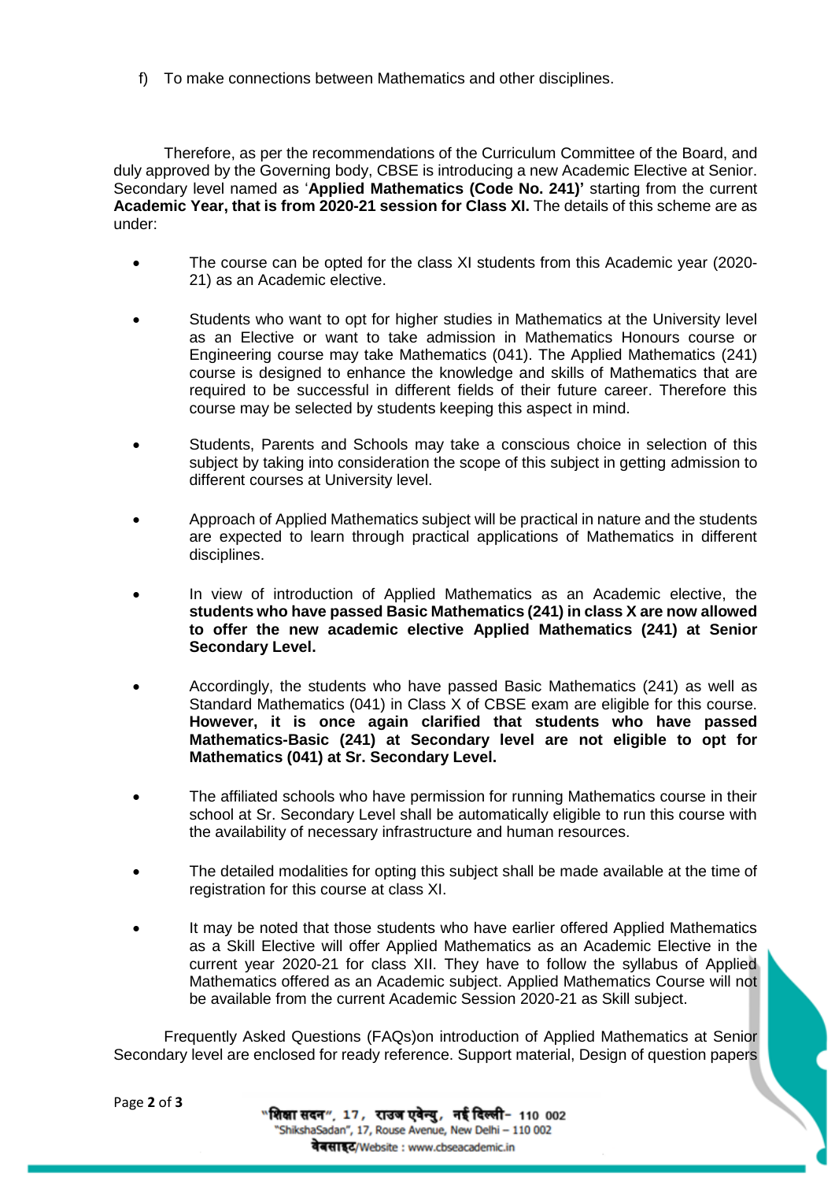f) To make connections between Mathematics and other disciplines.

Therefore, as per the recommendations of the Curriculum Committee of the Board, and duly approved by the Governing body, CBSE is introducing a new Academic Elective at Senior. Secondary level named as '**Applied Mathematics (Code No. 241)'** starting from the current **Academic Year, that is from 2020-21 session for Class XI.** The details of this scheme are as under:

- The course can be opted for the class XI students from this Academic year (2020-21) as an Academic elective.
- Students who want to opt for higher studies in Mathematics at the University level as an Elective or want to take admission in Mathematics Honours course or Engineering course may take Mathematics (041). The Applied Mathematics (241) course is designed to enhance the knowledge and skills of Mathematics that are required to be successful in different fields of their future career. Therefore this course may be selected by students keeping this aspect in mind.
- Students, Parents and Schools may take a conscious choice in selection of this subject by taking into consideration the scope of this subject in getting admission to different courses at University level.
- Approach of Applied Mathematics subject will be practical in nature and the students are expected to learn through practical applications of Mathematics in different disciplines.
- In view of introduction of Applied Mathematics as an Academic elective, the **students who have passed Basic Mathematics (241) in class X are now allowed to offer the new academic elective Applied Mathematics (241) at Senior Secondary Level.**
- Accordingly, the students who have passed Basic Mathematics (241) as well as Standard Mathematics (041) in Class X of CBSE exam are eligible for this course. **However, it is once again clarified that students who have passed Mathematics-Basic (241) at Secondary level are not eligible to opt for Mathematics (041) at Sr. Secondary Level.**
- The affiliated schools who have permission for running Mathematics course in their school at Sr. Secondary Level shall be automatically eligible to run this course with the availability of necessary infrastructure and human resources.
- The detailed modalities for opting this subject shall be made available at the time of registration for this course at class XI.
- It may be noted that those students who have earlier offered Applied Mathematics as a Skill Elective will offer Applied Mathematics as an Academic Elective in the current year 2020-21 for class XII. They have to follow the syllabus of Applied Mathematics offered as an Academic subject. Applied Mathematics Course will not be available from the current Academic Session 2020-21 as Skill subject.

Frequently Asked Questions (FAQs)on introduction of Applied Mathematics at Senior Secondary level are enclosed for ready reference. Support material, Design of question papers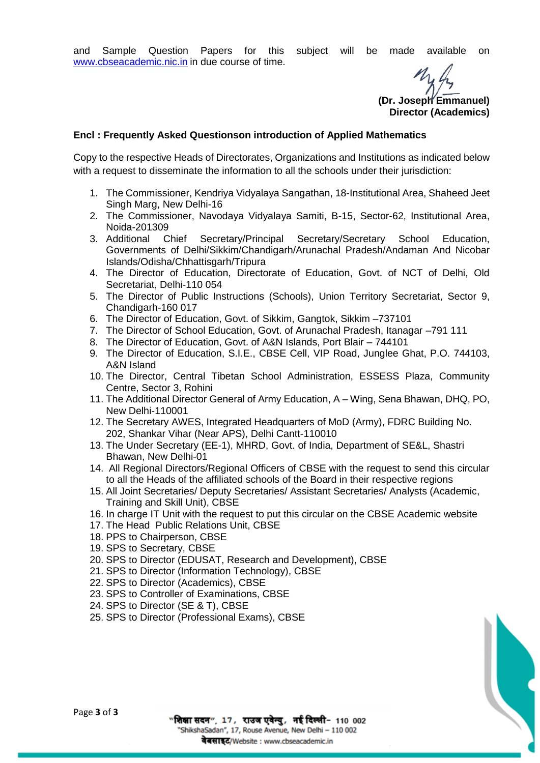and Sample Question Papers for this subject will be made available on www.cbseacademic.nic.in in due course of time.

**(Dr. Joseph Emmanuel)**
**Director (Academics)**

**Encl : Frequently Asked Questionson introduction of Applied Mathematics**

Copy to the respective Heads of Directorates, Organizations and Institutions as indicated below with a request to disseminate the information to all the schools under their jurisdiction:

1. The Commissioner, Kendriya Vidyalaya Sangathan, 18-Institutional Area, Shaheed Jeet Singh Marg, New Delhi-16
2. The Commissioner, Navodaya Vidyalaya Samiti, B-15, Sector-62, Institutional Area, Noida-201309
3. Additional Chief Secretary/Principal Secretary/Secretary School Education, Governments of Delhi/Sikkim/Chandigarh/Arunachal Pradesh/Andaman And Nicobar Islands/Odisha/Chhattisgarh/Tripura
4. The Director of Education, Directorate of Education, Govt. of NCT of Delhi, Old Secretariat, Delhi-110 054
5. The Director of Public Instructions (Schools), Union Territory Secretariat, Sector 9, Chandigarh-160 017
6. The Director of Education, Govt. of Sikkim, Gangtok, Sikkim –737101
7. The Director of School Education, Govt. of Arunachal Pradesh, Itanagar –791 111
8. The Director of Education, Govt. of A&N Islands, Port Blair – 744101
9. The Director of Education, S.I.E., CBSE Cell, VIP Road, Junglee Ghat, P.O. 744103, A&N Island
10. The Director, Central Tibetan School Administration, ESSESS Plaza, Community Centre, Sector 3, Rohini
11. The Additional Director General of Army Education, A – Wing, Sena Bhawan, DHQ, PO, New Delhi-110001
12. The Secretary AWES, Integrated Headquarters of MoD (Army), FDRC Building No. 202, Shankar Vihar (Near APS), Delhi Cantt-110010
13. The Under Secretary (EE-1), MHRD, Govt. of India, Department of SE&L, Shastri Bhawan, New Delhi-01
14. All Regional Directors/Regional Officers of CBSE with the request to send this circular to all the Heads of the affiliated schools of the Board in their respective regions
15. All Joint Secretaries/ Deputy Secretaries/ Assistant Secretaries/ Analysts (Academic, Training and Skill Unit), CBSE
16. In charge IT Unit with the request to put this circular on the CBSE Academic website
17. The Head Public Relations Unit, CBSE
18. PPS to Chairperson, CBSE
19. SPS to Secretary, CBSE
20. SPS to Director (EDUSAT, Research and Development), CBSE
21. SPS to Director (Information Technology), CBSE
22. SPS to Director (Academics), CBSE
23. SPS to Controller of Examinations, CBSE
24. SPS to Director (SE & T), CBSE
25. SPS to Director (Professional Exams), CBSE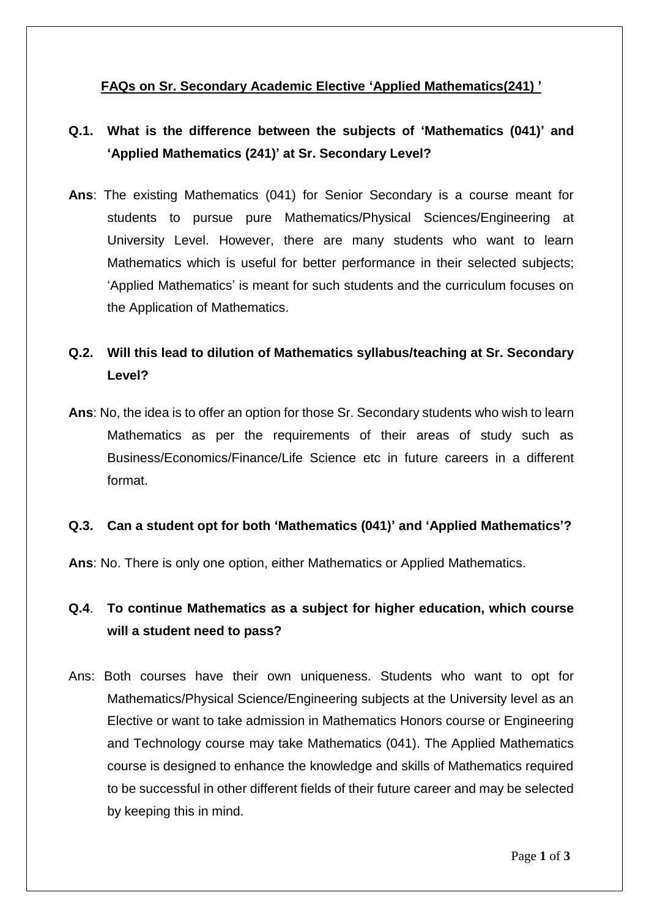## FAQs on Sr. Secondary Academic Elective 'Applied Mathematics(241) '

**Q.1. What is the difference between the subjects of 'Mathematics (041)' and 'Applied Mathematics (241)' at Sr. Secondary Level?**

**Ans**: The existing Mathematics (041) for Senior Secondary is a course meant for students to pursue pure Mathematics/Physical Sciences/Engineering at University Level. However, there are many students who want to learn Mathematics which is useful for better performance in their selected subjects; 'Applied Mathematics' is meant for such students and the curriculum focuses on the Application of Mathematics.

**Q.2. Will this lead to dilution of Mathematics syllabus/teaching at Sr. Secondary Level?**

**Ans**: No, the idea is to offer an option for those Sr. Secondary students who wish to learn Mathematics as per the requirements of their areas of study such as Business/Economics/Finance/Life Science etc in future careers in a different format.

**Q.3. Can a student opt for both 'Mathematics (041)' and 'Applied Mathematics'?**

**Ans**: No. There is only one option, either Mathematics or Applied Mathematics.

**Q.4. To continue Mathematics as a subject for higher education, which course will a student need to pass?**

Ans: Both courses have their own uniqueness. Students who want to opt for Mathematics/Physical Science/Engineering subjects at the University level as an Elective or want to take admission in Mathematics Honors course or Engineering and Technology course may take Mathematics (041). The Applied Mathematics course is designed to enhance the knowledge and skills of Mathematics required to be successful in other different fields of their future career and may be selected by keeping this in mind.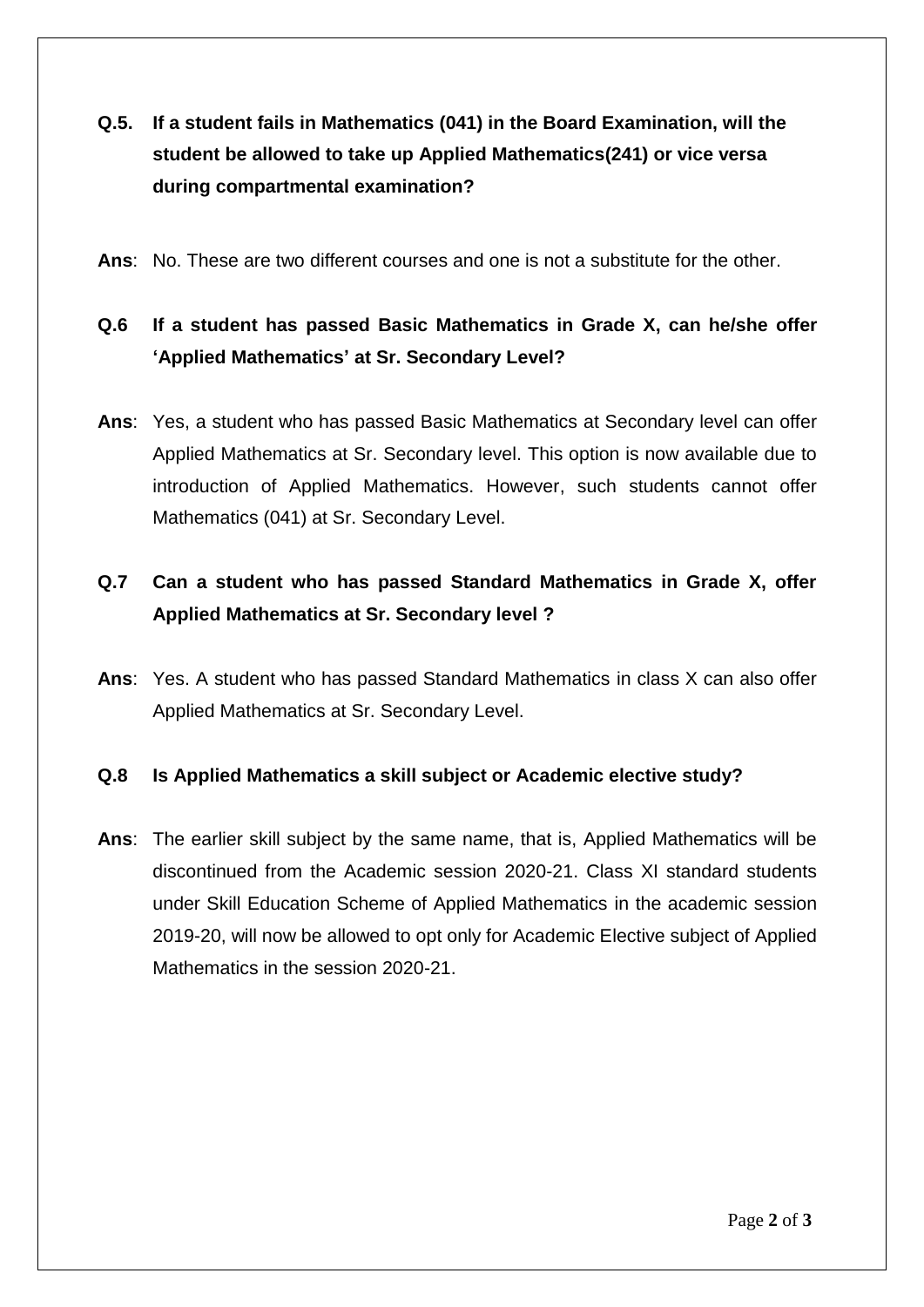**Q.5. If a student fails in Mathematics (041) in the Board Examination, will the student be allowed to take up Applied Mathematics(241) or vice versa during compartmental examination?**

**Ans**: No. These are two different courses and one is not a substitute for the other.

**Q.6 If a student has passed Basic Mathematics in Grade X, can he/she offer 'Applied Mathematics' at Sr. Secondary Level?**

**Ans**: Yes, a student who has passed Basic Mathematics at Secondary level can offer Applied Mathematics at Sr. Secondary level. This option is now available due to introduction of Applied Mathematics. However, such students cannot offer Mathematics (041) at Sr. Secondary Level.

**Q.7 Can a student who has passed Standard Mathematics in Grade X, offer Applied Mathematics at Sr. Secondary level ?**

**Ans**: Yes. A student who has passed Standard Mathematics in class X can also offer Applied Mathematics at Sr. Secondary Level.

**Q.8 Is Applied Mathematics a skill subject or Academic elective study?**

**Ans**: The earlier skill subject by the same name, that is, Applied Mathematics will be discontinued from the Academic session 2020-21. Class XI standard students under Skill Education Scheme of Applied Mathematics in the academic session 2019-20, will now be allowed to opt only for Academic Elective subject of Applied Mathematics in the session 2020-21.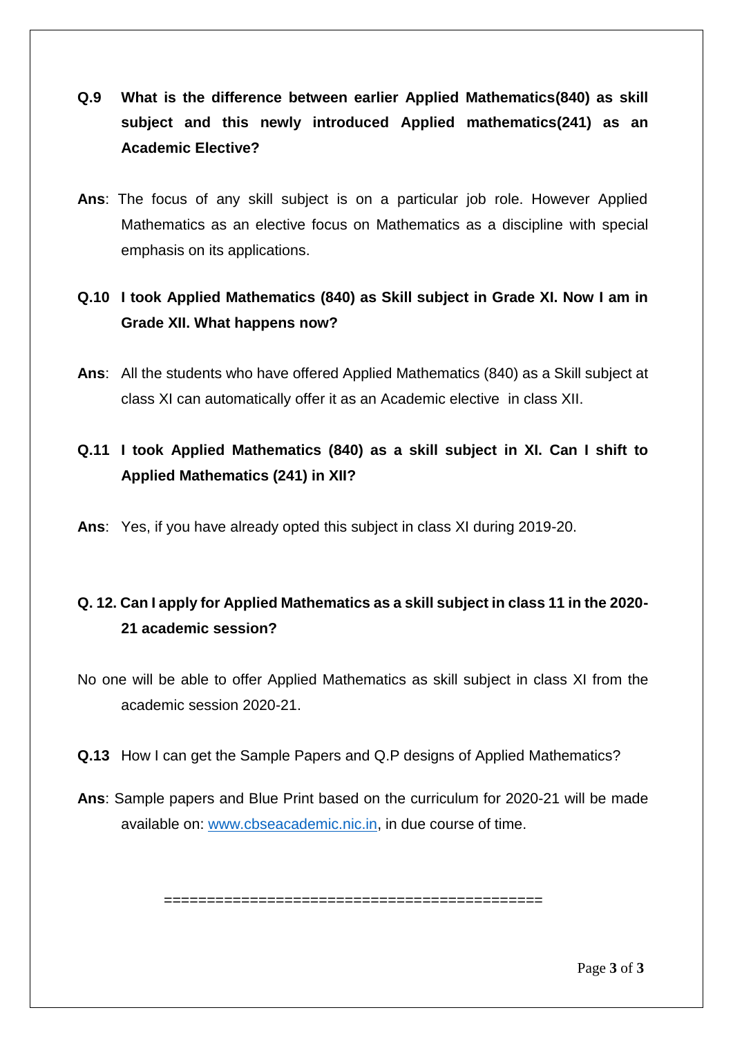**Q.9 What is the difference between earlier Applied Mathematics(840) as skill subject and this newly introduced Applied mathematics(241) as an Academic Elective?**

**Ans**: The focus of any skill subject is on a particular job role. However Applied Mathematics as an elective focus on Mathematics as a discipline with special emphasis on its applications.

**Q.10 I took Applied Mathematics (840) as Skill subject in Grade XI. Now I am in Grade XII. What happens now?**

**Ans**: All the students who have offered Applied Mathematics (840) as a Skill subject at class XI can automatically offer it as an Academic elective in class XII.

**Q.11 I took Applied Mathematics (840) as a skill subject in XI. Can I shift to Applied Mathematics (241) in XII?**

**Ans**: Yes, if you have already opted this subject in class XI during 2019-20.

**Q. 12. Can I apply for Applied Mathematics as a skill subject in class 11 in the 2020-21 academic session?**

No one will be able to offer Applied Mathematics as skill subject in class XI from the academic session 2020-21.

**Q.13** How I can get the Sample Papers and Q.P designs of Applied Mathematics?

**Ans**: Sample papers and Blue Print based on the curriculum for 2020-21 will be made available on: [www.cbseacademic.nic.in](http://www.cbseacademic.nic.in), in due course of time.

===========================================